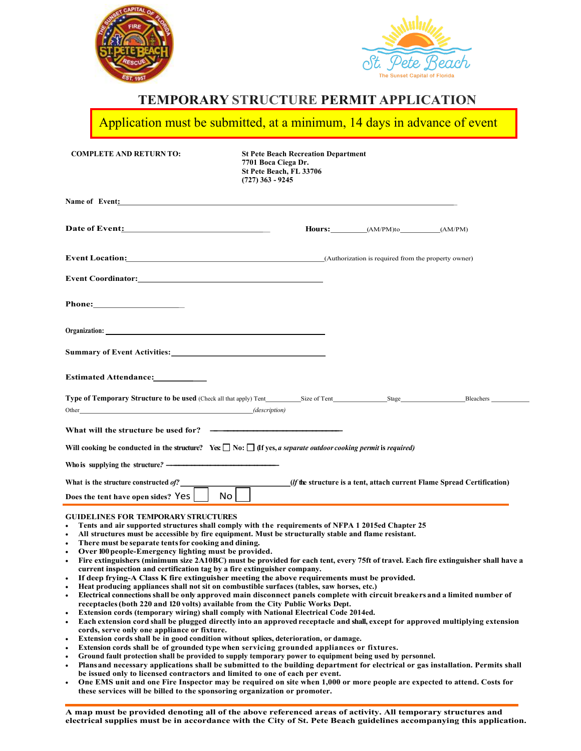# TEMPORARY STRUCTURE PERMIT APPLICATION

**Application must be submitted, at a minimum, 14 days in advance of event**

**COMPLETE AND RETURN TO:**

**St Pete Beach Recreation Department**
**7701 Boca Ciega Dr.**
**St Pete Beach, FL 33706**
**(727) 363 - 9245**

**Name of Event:** ______________________________________________

**Date of Event:** ____________________ **Hours:** ________(AM/PM)to________(AM/PM)

**Event Location:** ______________________________(Authorization is required from the property owner)

**Event Coordinator:** ______________________________

**Phone:** ____________________

**Organization:** ______________________________

**Summary of Event Activities:** ______________________________

**Estimated Attendance:** ____________

**Type of Temporary Structure to be used** (Check all that apply) Tent________ Size of Tent____________ Stage______________ Bleachers __________

Other__________________________________________ *(description)*

**What will the structure be used for?** ______________________________

**Will cooking be conducted in the structure?** Yes: ☐ No: ☐ **(If yes, *a separate outdoor cooking permit* is *required)***

**Who is supplying the structure?** ______________________________

**What is the structure constructed *of?*** ____________________ **(*If* the structure is a tent, attach current Flame Spread Certification)**

**Does the tent have open sides?** Yes ☐ No ☐

**GUIDELINES FOR TEMPORARY STRUCTURES**

- **Tents and air supported structures shall comply with the requirements of NFPA 1 2015ed Chapter 25**
- **All structures must be accessible by fire equipment. Must be structurally stable and flame resistant.**
- **There must be separate tents for cooking and dining.**
- **Over 100 people-Emergency lighting must be provided.**
- **Fire extinguishers (minimum size 2A10BC) must be provided for each tent, every 75ft of travel. Each fire extinguisher shall have a current inspection and certification tag by a fire extinguisher company.**
- **If deep frying-A Class K fire extinguisher meeting the above requirements must be provided.**
- **Heat producing appliances shall not sit on combustible surfaces (tables, saw horses, etc.)**
- **Electrical connections shall be only approved main disconnect panels complete with circuit breakers and a limited number of receptacles (both 220 and 120 volts) available from the City Public Works Dept.**
- **Extension cords (temporary wiring) shall comply with National Electrical Code 2014ed.**
- **Each extension cord shall be plugged directly into an approved receptacle and shall, except for approved multiplying extension cords, serve only one appliance or fixture.**
- **Extension cords shall be in good condition without splices, deterioration, or damage.**
- **Extension cords shall be of grounded type when servicing grounded appliances or fixtures.**
- **Ground fault protection shall be provided to supply temporary power to equipment being used by personnel.**
- **Plans and necessary applications shall be submitted to the building department for electrical or gas installation. Permits shall be issued only to licensed contractors and limited to one of each per event.**
- **One EMS unit and one Fire Inspector may be required on site when 1,000 or more people are expected to attend. Costs for these services will be billed to the sponsoring organization or promoter.**

**A map must be provided denoting all of the above referenced areas of activity. All temporary structures and electrical supplies must be in accordance with the City of St. Pete Beach guidelines accompanying this application.**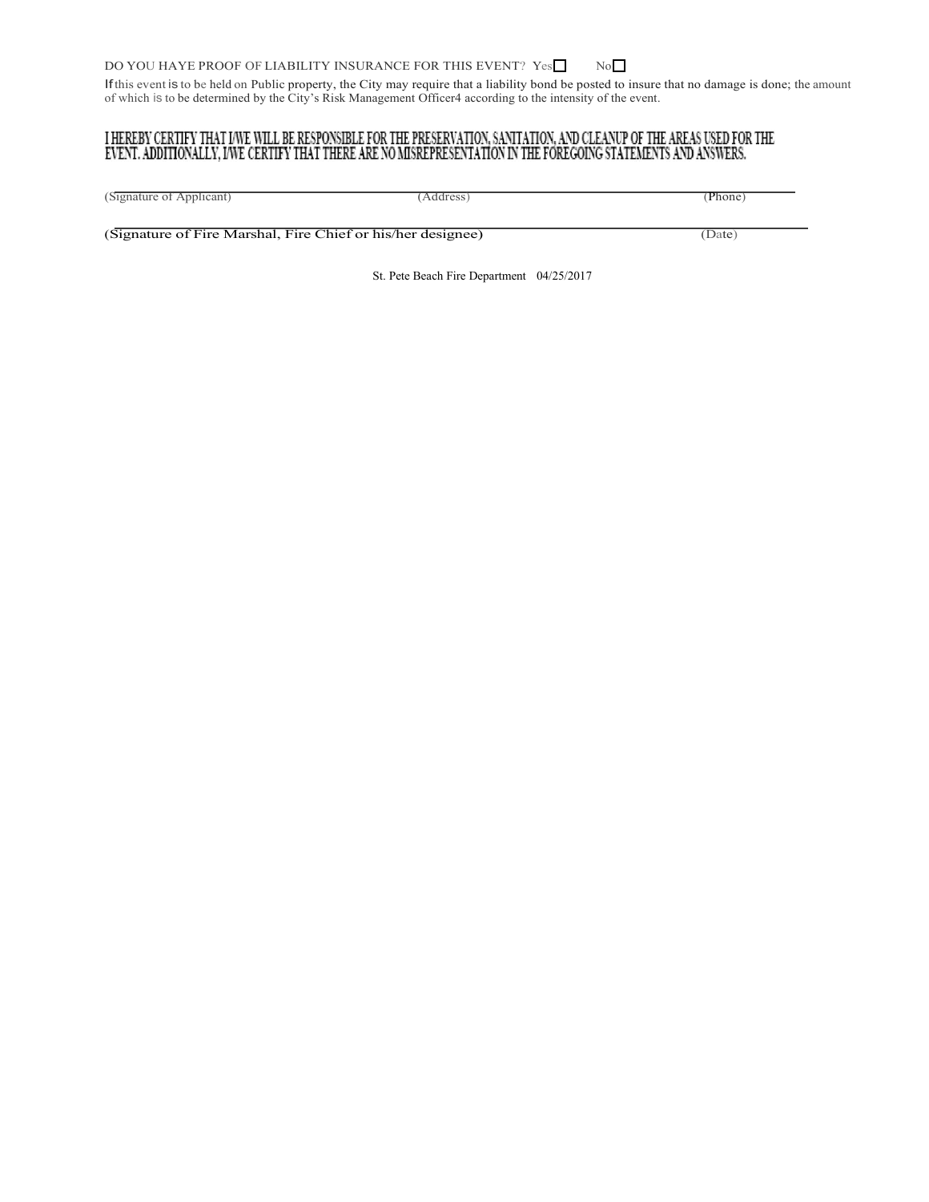DO YOU HAYE PROOF OF LIABILITY INSURANCE FOR THIS EVENT? Yes ☐ No ☐

If this event is to be held on Public property, the City may require that a liability bond be posted to insure that no damage is done; the amount of which is to be determined by the City's Risk Management Officer4 according to the intensity of the event.

**I HEREBY CERTIFY THAT I/WE WILL BE RESPONSIBLE FOR THE PRESERVATION, SANITATION, AND CLEANUP OF THE AREAS USED FOR THE EVENT. ADDITIONALLY, I/WE CERTIFY THAT THERE ARE NO MISREPRESENTATION IN THE FOREGOING STATEMENTS AND ANSWERS.**

______________________________________________________________________________

(Signature of Applicant) (Address) (Phone)

______________________________________________________________________________

(Signature of Fire Marshal, Fire Chief or his/her designee) (Date)

St. Pete Beach Fire Department 04/25/2017